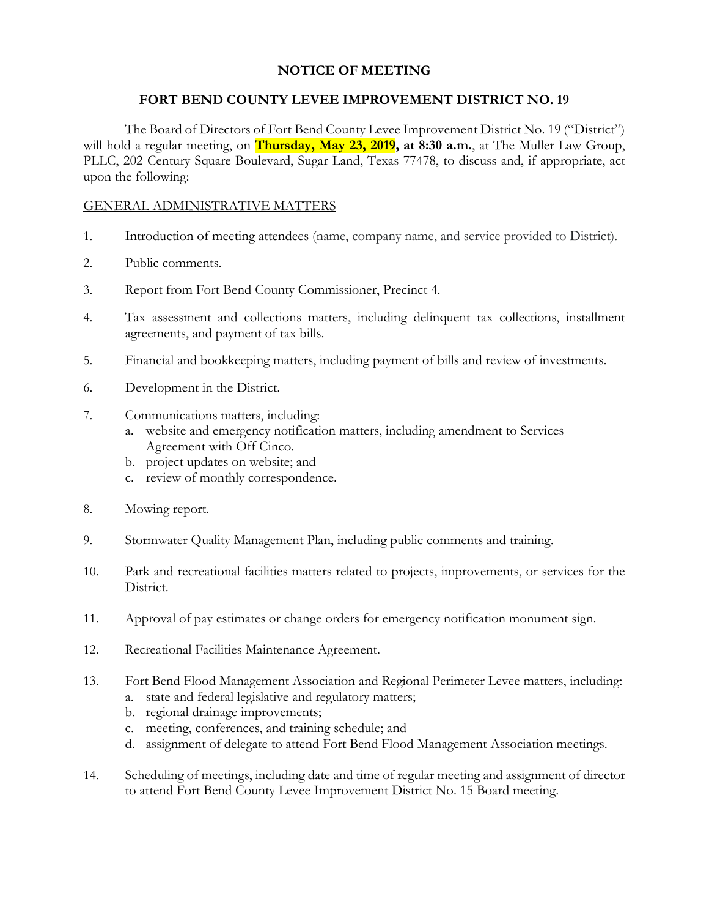# NOTICE OF MEETING

## FORT BEND COUNTY LEVEE IMPROVEMENT DISTRICT NO. 19

The Board of Directors of Fort Bend County Levee Improvement District No. 19 ("District") will hold a regular meeting, on **Thursday, May 23, 2019, at 8:30 a.m.**, at The Muller Law Group, PLLC, 202 Century Square Boulevard, Sugar Land, Texas 77478, to discuss and, if appropriate, act upon the following:

GENERAL ADMINISTRATIVE MATTERS

1. Introduction of meeting attendees (name, company name, and service provided to District).
2. Public comments.
3. Report from Fort Bend County Commissioner, Precinct 4.
4. Tax assessment and collections matters, including delinquent tax collections, installment agreements, and payment of tax bills.
5. Financial and bookkeeping matters, including payment of bills and review of investments.
6. Development in the District.
7. Communications matters, including:
   a. website and emergency notification matters, including amendment to Services Agreement with Off Cinco.
   b. project updates on website; and
   c. review of monthly correspondence.
8. Mowing report.
9. Stormwater Quality Management Plan, including public comments and training.
10. Park and recreational facilities matters related to projects, improvements, or services for the District.
11. Approval of pay estimates or change orders for emergency notification monument sign.
12. Recreational Facilities Maintenance Agreement.
13. Fort Bend Flood Management Association and Regional Perimeter Levee matters, including:
    a. state and federal legislative and regulatory matters;
    b. regional drainage improvements;
    c. meeting, conferences, and training schedule; and
    d. assignment of delegate to attend Fort Bend Flood Management Association meetings.
14. Scheduling of meetings, including date and time of regular meeting and assignment of director to attend Fort Bend County Levee Improvement District No. 15 Board meeting.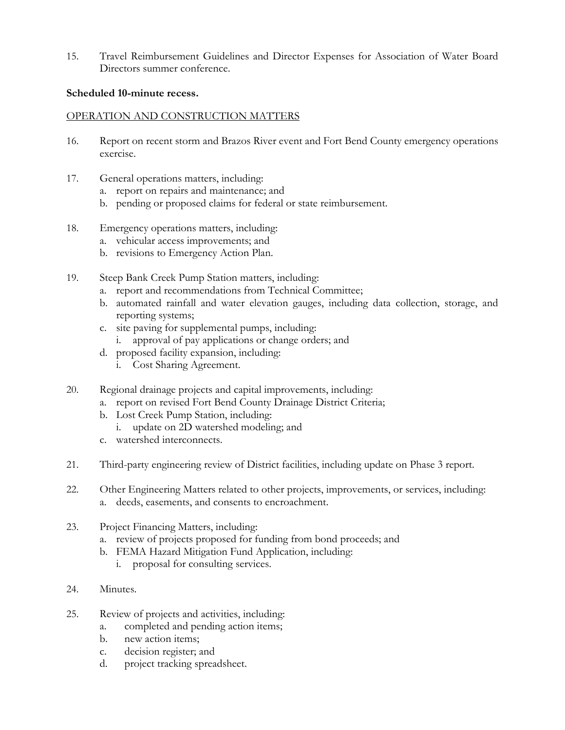15. Travel Reimbursement Guidelines and Director Expenses for Association of Water Board Directors summer conference.

**Scheduled 10-minute recess.**

OPERATION AND CONSTRUCTION MATTERS

16. Report on recent storm and Brazos River event and Fort Bend County emergency operations exercise.

17. General operations matters, including:
    a. report on repairs and maintenance; and
    b. pending or proposed claims for federal or state reimbursement.

18. Emergency operations matters, including:
    a. vehicular access improvements; and
    b. revisions to Emergency Action Plan.

19. Steep Bank Creek Pump Station matters, including:
    a. report and recommendations from Technical Committee;
    b. automated rainfall and water elevation gauges, including data collection, storage, and reporting systems;
    c. site paving for supplemental pumps, including:
        i. approval of pay applications or change orders; and
    d. proposed facility expansion, including:
        i. Cost Sharing Agreement.

20. Regional drainage projects and capital improvements, including:
    a. report on revised Fort Bend County Drainage District Criteria;
    b. Lost Creek Pump Station, including:
        i. update on 2D watershed modeling; and
    c. watershed interconnects.

21. Third-party engineering review of District facilities, including update on Phase 3 report.

22. Other Engineering Matters related to other projects, improvements, or services, including:
    a. deeds, easements, and consents to encroachment.

23. Project Financing Matters, including:
    a. review of projects proposed for funding from bond proceeds; and
    b. FEMA Hazard Mitigation Fund Application, including:
        i. proposal for consulting services.

24. Minutes.

25. Review of projects and activities, including:
    a. completed and pending action items;
    b. new action items;
    c. decision register; and
    d. project tracking spreadsheet.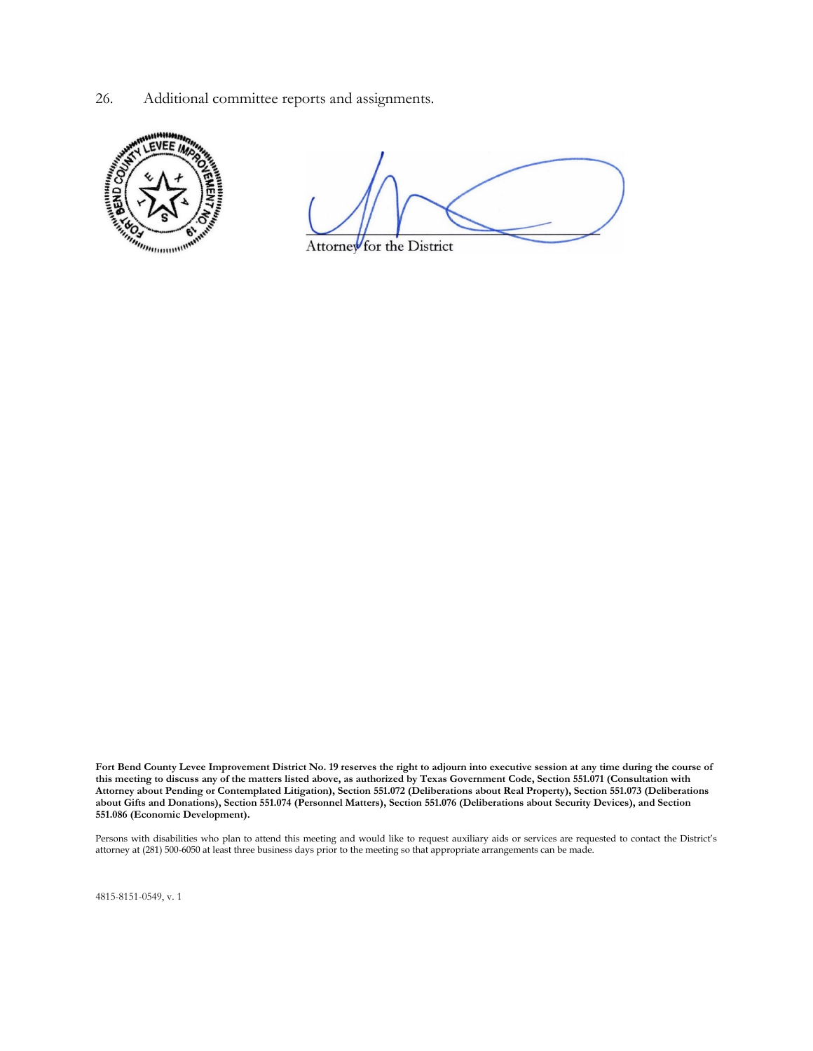26. Additional committee reports and assignments.

Attorney for the District

**Fort Bend County Levee Improvement District No. 19 reserves the right to adjourn into executive session at any time during the course of this meeting to discuss any of the matters listed above, as authorized by Texas Government Code, Section 551.071 (Consultation with Attorney about Pending or Contemplated Litigation), Section 551.072 (Deliberations about Real Property), Section 551.073 (Deliberations about Gifts and Donations), Section 551.074 (Personnel Matters), Section 551.076 (Deliberations about Security Devices), and Section 551.086 (Economic Development).**

Persons with disabilities who plan to attend this meeting and would like to request auxiliary aids or services are requested to contact the District's attorney at (281) 500-6050 at least three business days prior to the meeting so that appropriate arrangements can be made.

4815-8151-0549, v. 1